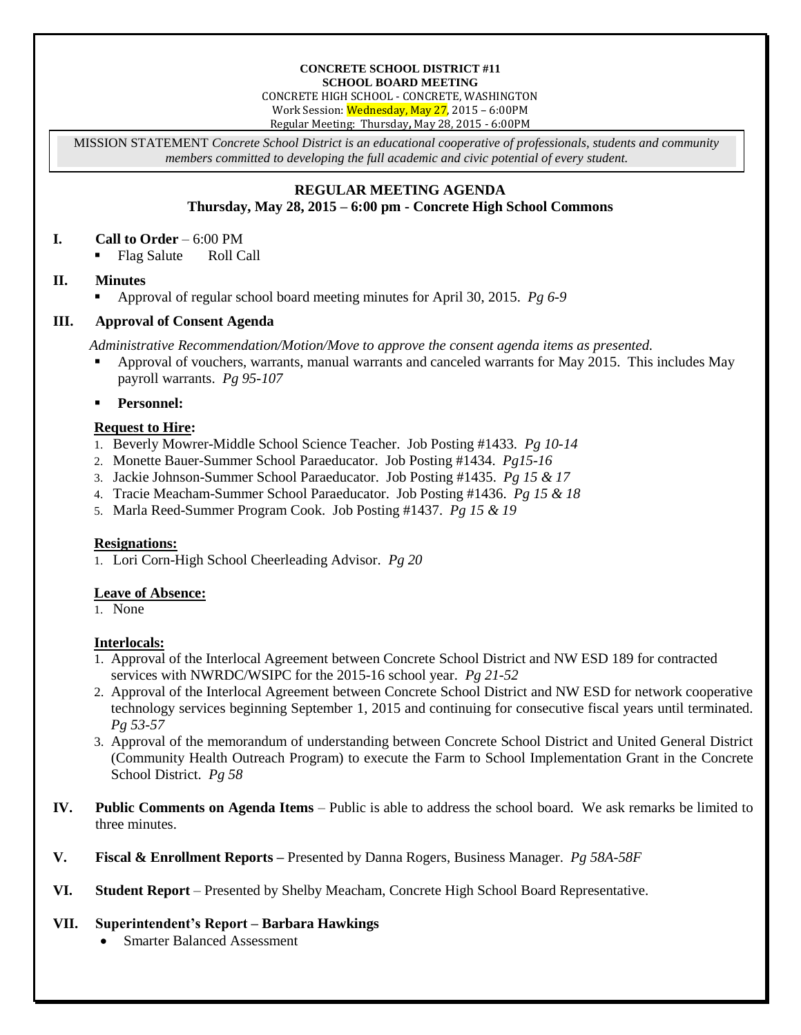**CONCRETE SCHOOL DISTRICT #11**
**SCHOOL BOARD MEETING**
CONCRETE HIGH SCHOOL - CONCRETE, WASHINGTON
Work Session: Wednesday, May 27, 2015 – 6:00PM
Regular Meeting: Thursday, May 28, 2015 - 6:00PM

MISSION STATEMENT *Concrete School District is an educational cooperative of professionals, students and community members committed to developing the full academic and civic potential of every student.*

## REGULAR MEETING AGENDA
### Thursday, May 28, 2015 – 6:00 pm - Concrete High School Commons

**I. Call to Order** – 6:00 PM
- Flag Salute    Roll Call

**II. Minutes**
- Approval of regular school board meeting minutes for April 30, 2015. *Pg 6-9*

**III. Approval of Consent Agenda**

*Administrative Recommendation/Motion/Move to approve the consent agenda items as presented.*
- Approval of vouchers, warrants, manual warrants and canceled warrants for May 2015. This includes May payroll warrants. *Pg 95-107*
- **Personnel:**

**Request to Hire:**
1. Beverly Mowrer-Middle School Science Teacher. Job Posting #1433. *Pg 10-14*
2. Monette Bauer-Summer School Paraeducator. Job Posting #1434. *Pg15-16*
3. Jackie Johnson-Summer School Paraeducator. Job Posting #1435. *Pg 15 & 17*
4. Tracie Meacham-Summer School Paraeducator. Job Posting #1436. *Pg 15 & 18*
5. Marla Reed-Summer Program Cook. Job Posting #1437. *Pg 15 & 19*

**Resignations:**
1. Lori Corn-High School Cheerleading Advisor. *Pg 20*

**Leave of Absence:**
1. None

**Interlocals:**
1. Approval of the Interlocal Agreement between Concrete School District and NW ESD 189 for contracted services with NWRDC/WSIPC for the 2015-16 school year. *Pg 21-52*
2. Approval of the Interlocal Agreement between Concrete School District and NW ESD for network cooperative technology services beginning September 1, 2015 and continuing for consecutive fiscal years until terminated. *Pg 53-57*
3. Approval of the memorandum of understanding between Concrete School District and United General District (Community Health Outreach Program) to execute the Farm to School Implementation Grant in the Concrete School District. *Pg 58*

**IV. Public Comments on Agenda Items** – Public is able to address the school board. We ask remarks be limited to three minutes.

**V. Fiscal & Enrollment Reports –** Presented by Danna Rogers, Business Manager. *Pg 58A-58F*

**VI. Student Report** – Presented by Shelby Meacham, Concrete High School Board Representative.

**VII. Superintendent's Report – Barbara Hawkings**
- Smarter Balanced Assessment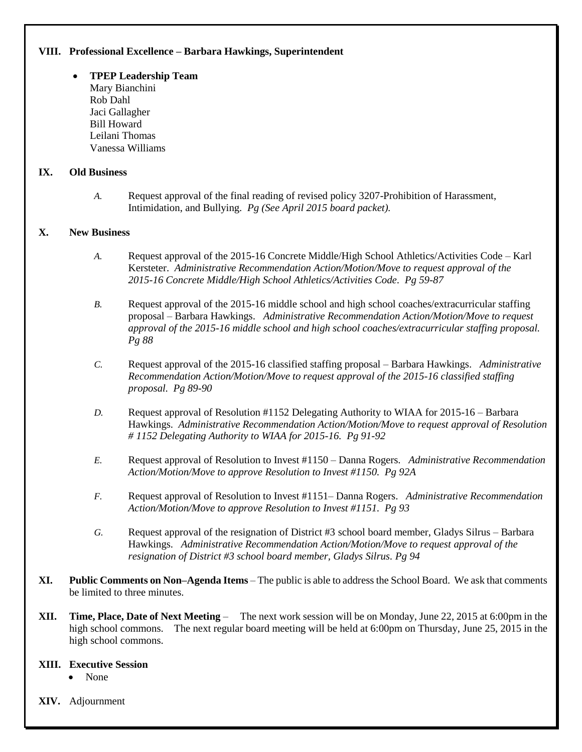**VIII. Professional Excellence – Barbara Hawkings, Superintendent**

- **TPEP Leadership Team**
  Mary Bianchini
  Rob Dahl
  Jaci Gallagher
  Bill Howard
  Leilani Thomas
  Vanessa Williams

**IX. Old Business**

*A.* Request approval of the final reading of revised policy 3207-Prohibition of Harassment, Intimidation, and Bullying. *Pg (See April 2015 board packet).*

**X. New Business**

*A.* Request approval of the 2015-16 Concrete Middle/High School Athletics/Activities Code – Karl Kersteter. *Administrative Recommendation Action/Motion/Move to request approval of the 2015-16 Concrete Middle/High School Athletics/Activities Code. Pg 59-87*

*B.* Request approval of the 2015-16 middle school and high school coaches/extracurricular staffing proposal – Barbara Hawkings. *Administrative Recommendation Action/Motion/Move to request approval of the 2015-16 middle school and high school coaches/extracurricular staffing proposal. Pg 88*

*C.* Request approval of the 2015-16 classified staffing proposal – Barbara Hawkings. *Administrative Recommendation Action/Motion/Move to request approval of the 2015-16 classified staffing proposal. Pg 89-90*

*D.* Request approval of Resolution #1152 Delegating Authority to WIAA for 2015-16 – Barbara Hawkings. *Administrative Recommendation Action/Motion/Move to request approval of Resolution # 1152 Delegating Authority to WIAA for 2015-16. Pg 91-92*

*E.* Request approval of Resolution to Invest #1150 – Danna Rogers. *Administrative Recommendation Action/Motion/Move to approve Resolution to Invest #1150. Pg 92A*

*F.* Request approval of Resolution to Invest #1151– Danna Rogers. *Administrative Recommendation Action/Motion/Move to approve Resolution to Invest #1151. Pg 93*

*G.* Request approval of the resignation of District #3 school board member, Gladys Silrus – Barbara Hawkings. *Administrative Recommendation Action/Motion/Move to request approval of the resignation of District #3 school board member, Gladys Silrus. Pg 94*

**XI. Public Comments on Non–Agenda Items** – The public is able to address the School Board. We ask that comments be limited to three minutes.

**XII. Time, Place, Date of Next Meeting** – The next work session will be on Monday, June 22, 2015 at 6:00pm in the high school commons. The next regular board meeting will be held at 6:00pm on Thursday, June 25, 2015 in the high school commons.

**XIII. Executive Session**

- None

**XIV.** Adjournment